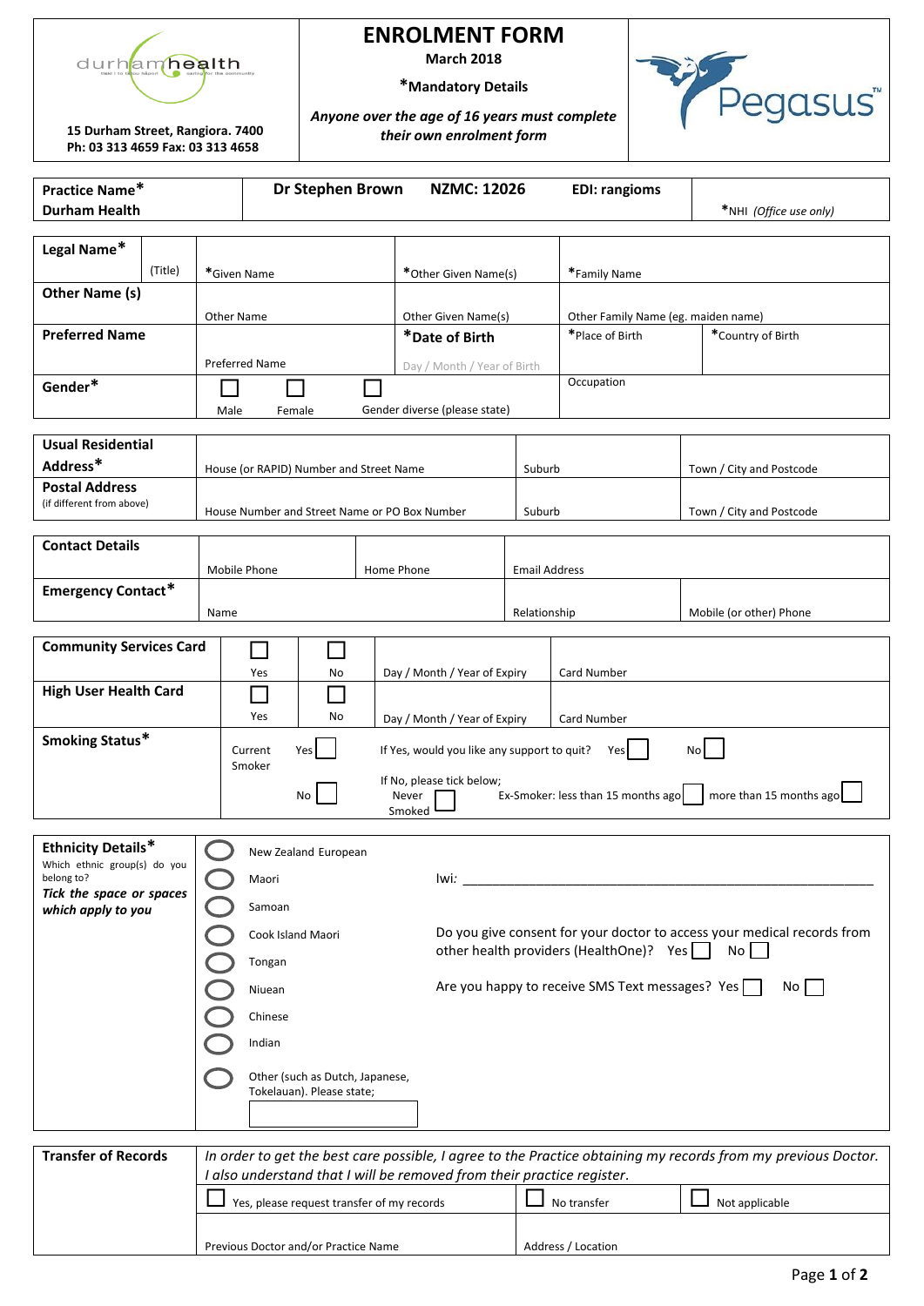durhamhealth

15 Durham Street, Rangiora. 7400
Ph: 03 313 4659 Fax: 03 313 4658

# ENROLMENT FORM

**March 2018**

***Mandatory Details**

***Anyone over the age of 16 years must complete their own enrolment form***

Pegasus™

| **Practice Name* Durham Health** | **Dr Stephen Brown** | **NZMC: 12026** | **EDI: rangioms** | *NHI *(Office use only)* |
|---|---|---|---|---|

| | | | | | |
|---|---|---|---|---|---|
| **Legal Name*** | (Title) | *Given Name | *Other Given Name(s) | *Family Name | |
| **Other Name (s)** | | Other Name | Other Given Name(s) | Other Family Name (eg. maiden name) | |
| **Preferred Name** | | Preferred Name | ***Date of Birth** Day / Month / Year of Birth | *Place of Birth | *Country of Birth |
| **Gender*** | | ☐ Male ☐ Female | ☐ Gender diverse (please state) | Occupation | |

| | | | |
|---|---|---|---|
| **Usual Residential Address*** | House (or RAPID) Number and Street Name | Suburb | Town / City and Postcode |
| **Postal Address** (if different from above) | House Number and Street Name or PO Box Number | Suburb | Town / City and Postcode |

| | | | | |
|---|---|---|---|---|
| **Contact Details** | Mobile Phone | Home Phone | Email Address | |
| **Emergency Contact*** | Name | | Relationship | Mobile (or other) Phone |

| | | | | |
|---|---|---|---|---|
| **Community Services Card** | ☐ Yes | ☐ No | Day / Month / Year of Expiry | Card Number |
| **High User Health Card** | ☐ Yes | ☐ No | Day / Month / Year of Expiry | Card Number |

**Smoking Status***

Current Smoker: Yes ☐ — If Yes, would you like any support to quit? Yes ☐ No ☐

No ☐ — If No, please tick below; Never Smoked ☐ Ex-Smoker: less than 15 months ago ☐ more than 15 months ago ☐

**Ethnicity Details***
Which ethnic group(s) do you belong to?
***Tick the space or spaces which apply to you***

- ◯ New Zealand European
- ◯ Maori — Iwi: ____________________
- ◯ Samoan
- ◯ Cook Island Maori
- ◯ Tongan
- ◯ Niuean
- ◯ Chinese
- ◯ Indian
- ◯ Other (such as Dutch, Japanese, Tokelauan). Please state; ☐

Do you give consent for your doctor to access your medical records from other health providers (HealthOne)? Yes ☐ No ☐

Are you happy to receive SMS Text messages? Yes ☐ No ☐

**Transfer of Records**

*In order to get the best care possible, I agree to the Practice obtaining my records from my previous Doctor. I also understand that I will be removed from their practice register.*

| | | |
|---|---|---|
| ☐ Yes, please request transfer of my records | ☐ No transfer | ☐ Not applicable |
| Previous Doctor and/or Practice Name | Address / Location | |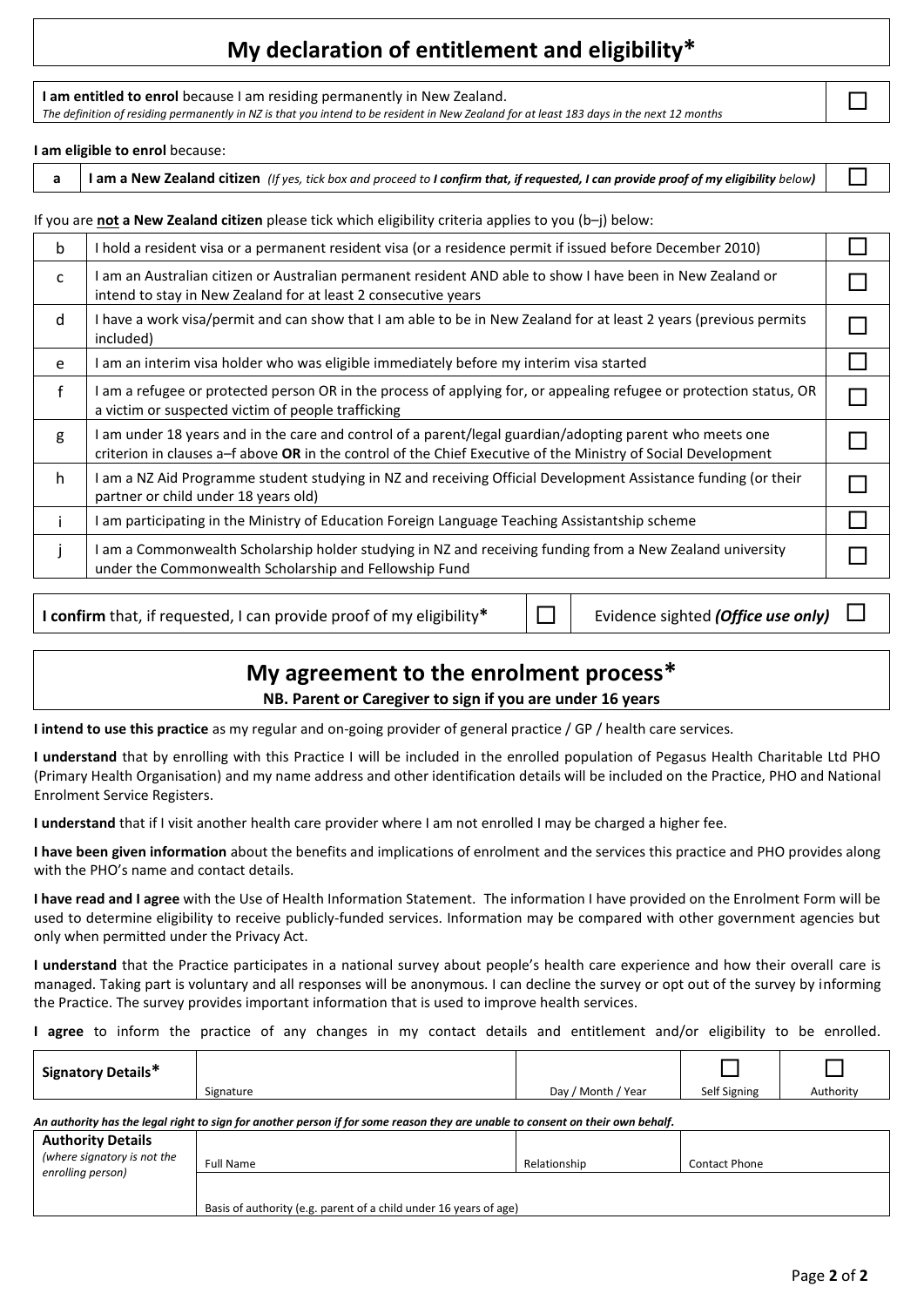## My declaration of entitlement and eligibility*

| | |
|---|---|
| **I am entitled to enrol** because I am residing permanently in New Zealand. *The definition of residing permanently in NZ is that you intend to be resident in New Zealand for at least 183 days in the next 12 months* | ☐ |

**I am eligible to enrol** because:

| | | |
|---|---|---|
| a | **I am a New Zealand citizen** *(If yes, tick box and proceed to **I confirm that, if requested, I can provide proof of my eligibility** below)* | ☐ |

If you are **not a New Zealand citizen** please tick which eligibility criteria applies to you (b–j) below:

| | | |
|---|---|---|
| b | I hold a resident visa or a permanent resident visa (or a residence permit if issued before December 2010) | ☐ |
| c | I am an Australian citizen or Australian permanent resident AND able to show I have been in New Zealand or intend to stay in New Zealand for at least 2 consecutive years | ☐ |
| d | I have a work visa/permit and can show that I am able to be in New Zealand for at least 2 years (previous permits included) | ☐ |
| e | I am an interim visa holder who was eligible immediately before my interim visa started | ☐ |
| f | I am a refugee or protected person OR in the process of applying for, or appealing refugee or protection status, OR a victim or suspected victim of people trafficking | ☐ |
| g | I am under 18 years and in the care and control of a parent/legal guardian/adopting parent who meets one criterion in clauses a–f above **OR** in the control of the Chief Executive of the Ministry of Social Development | ☐ |
| h | I am a NZ Aid Programme student studying in NZ and receiving Official Development Assistance funding (or their partner or child under 18 years old) | ☐ |
| i | I am participating in the Ministry of Education Foreign Language Teaching Assistantship scheme | ☐ |
| j | I am a Commonwealth Scholarship holder studying in NZ and receiving funding from a New Zealand university under the Commonwealth Scholarship and Fellowship Fund | ☐ |

| | | |
|---|---|---|
| **I confirm** that, if requested, I can provide proof of my eligibility* | ☐ | Evidence sighted ***(Office use only)*** ☐ |

## My agreement to the enrolment process*

**NB. Parent or Caregiver to sign if you are under 16 years**

**I intend to use this practice** as my regular and on-going provider of general practice / GP / health care services.

**I understand** that by enrolling with this Practice I will be included in the enrolled population of Pegasus Health Charitable Ltd PHO (Primary Health Organisation) and my name address and other identification details will be included on the Practice, PHO and National Enrolment Service Registers.

**I understand** that if I visit another health care provider where I am not enrolled I may be charged a higher fee.

**I have been given information** about the benefits and implications of enrolment and the services this practice and PHO provides along with the PHO's name and contact details.

**I have read and I agree** with the Use of Health Information Statement. The information I have provided on the Enrolment Form will be used to determine eligibility to receive publicly-funded services. Information may be compared with other government agencies but only when permitted under the Privacy Act.

**I understand** that the Practice participates in a national survey about people's health care experience and how their overall care is managed. Taking part is voluntary and all responses will be anonymous. I can decline the survey or opt out of the survey by informing the Practice. The survey provides important information that is used to improve health services.

**I agree** to inform the practice of any changes in my contact details and entitlement and/or eligibility to be enrolled.

| | | | | |
|---|---|---|---|---|
| **Signatory Details*** | Signature | Day / Month / Year | ☐ Self Signing | ☐ Authority |

***An authority has the legal right to sign for another person if for some reason they are unable to consent on their own behalf.***

| | | | |
|---|---|---|---|
| **Authority Details** *(where signatory is not the enrolling person)* | Full Name | Relationship | Contact Phone |
| | Basis of authority (e.g. parent of a child under 16 years of age) | | |